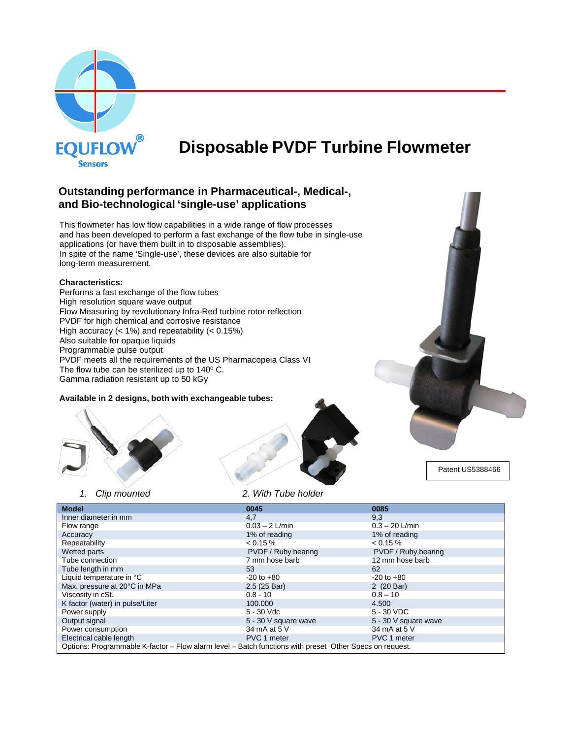EQUFLOW®
Sensors

# Disposable PVDF Turbine Flowmeter

## Outstanding performance in Pharmaceutical-, Medical-, and Bio-technological 'single-use' applications

This flowmeter has low flow capabilities in a wide range of flow processes and has been developed to perform a fast exchange of the flow tube in single-use applications (or have them built in to disposable assemblies).
In spite of the name 'Single-use', these devices are also suitable for long-term measurement.

**Characteristics:**

Performs a fast exchange of the flow tubes
High resolution square wave output
Flow Measuring by revolutionary Infra-Red turbine rotor reflection
PVDF for high chemical and corrosive resistance
High accuracy (< 1%) and repeatability (< 0.15%)
Also suitable for opaque liquids
Programmable pulse output
PVDF meets all the requirements of the US Pharmacopeia Class VI
The flow tube can be sterilized up to 140º C.
Gamma radiation resistant up to 50 kGy

**Available in 2 designs, both with exchangeable tubes:**

1. *Clip mounted*
2. *With Tube holder*

Patent US5388466

| Model | 0045 | 0085 |
|---|---|---|
| Inner diameter in mm | 4,7 | 9,3 |
| Flow range | 0.03 – 2 L/min | 0.3 – 20 L/min |
| Accuracy | 1% of reading | 1% of reading |
| Repeatability | < 0.15 % | < 0.15 % |
| Wetted parts | PVDF / Ruby bearing | PVDF / Ruby bearing |
| Tube connection | 7 mm hose barb | 12 mm hose barb |
| Tube length in mm | 53 | 62 |
| Liquid temperature in °C | -20 to +80 | -20 to +80 |
| Max. pressure at 20°C in MPa | 2.5 (25 Bar) | 2 (20 Bar) |
| Viscosity in cSt. | 0.8 - 10 | 0.8 – 10 |
| K factor (water) in pulse/Liter | 100.000 | 4.500 |
| Power supply | 5 - 30 Vdc | 5 - 30 VDC |
| Output signal | 5 - 30 V square wave | 5 - 30 V square wave |
| Power consumption | 34 mA at 5 V | 34 mA at 5 V |
| Electrical cable length | PVC 1 meter | PVC 1 meter |
| Options: Programmable K-factor – Flow alarm level – Batch functions with preset Other Specs on request. | | |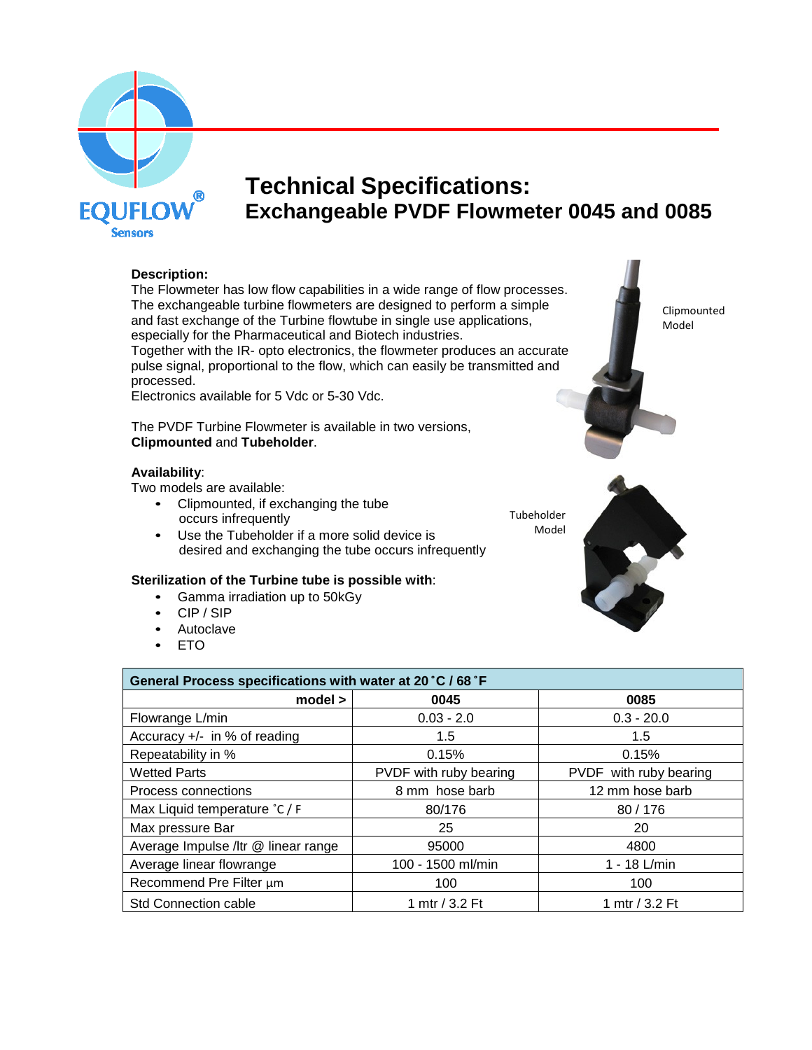EQUFLOW® Sensors

# Technical Specifications:
## Exchangeable PVDF Flowmeter 0045 and 0085

**Description:**
The Flowmeter has low flow capabilities in a wide range of flow processes. The exchangeable turbine flowmeters are designed to perform a simple and fast exchange of the Turbine flowtube in single use applications, especially for the Pharmaceutical and Biotech industries.
Together with the IR- opto electronics, the flowmeter produces an accurate pulse signal, proportional to the flow, which can easily be transmitted and processed.
Electronics available for 5 Vdc or 5-30 Vdc.

The PVDF Turbine Flowmeter is available in two versions, **Clipmounted** and **Tubeholder**.

Clipmounted Model

**Availability**:
Two models are available:

- Clipmounted, if exchanging the tube occurs infrequently
- Use the Tubeholder if a more solid device is desired and exchanging the tube occurs infrequently

Tubeholder Model

**Sterilization of the Turbine tube is possible with**:

- Gamma irradiation up to 50kGy
- CIP / SIP
- Autoclave
- ETO

| **General Process specifications with water at 20˚C / 68˚F** | | |
|---|---|---|
| **model >** | **0045** | **0085** |
| Flowrange L/min | 0.03 - 2.0 | 0.3 - 20.0 |
| Accuracy +/- in % of reading | 1.5 | 1.5 |
| Repeatability in % | 0.15% | 0.15% |
| Wetted Parts | PVDF with ruby bearing | PVDF with ruby bearing |
| Process connections | 8 mm hose barb | 12 mm hose barb |
| Max Liquid temperature ˚C / F | 80/176 | 80 / 176 |
| Max pressure Bar | 25 | 20 |
| Average Impulse /ltr @ linear range | 95000 | 4800 |
| Average linear flowrange | 100 - 1500 ml/min | 1 - 18 L/min |
| Recommend Pre Filter µm | 100 | 100 |
| Std Connection cable | 1 mtr / 3.2 Ft | 1 mtr / 3.2 Ft |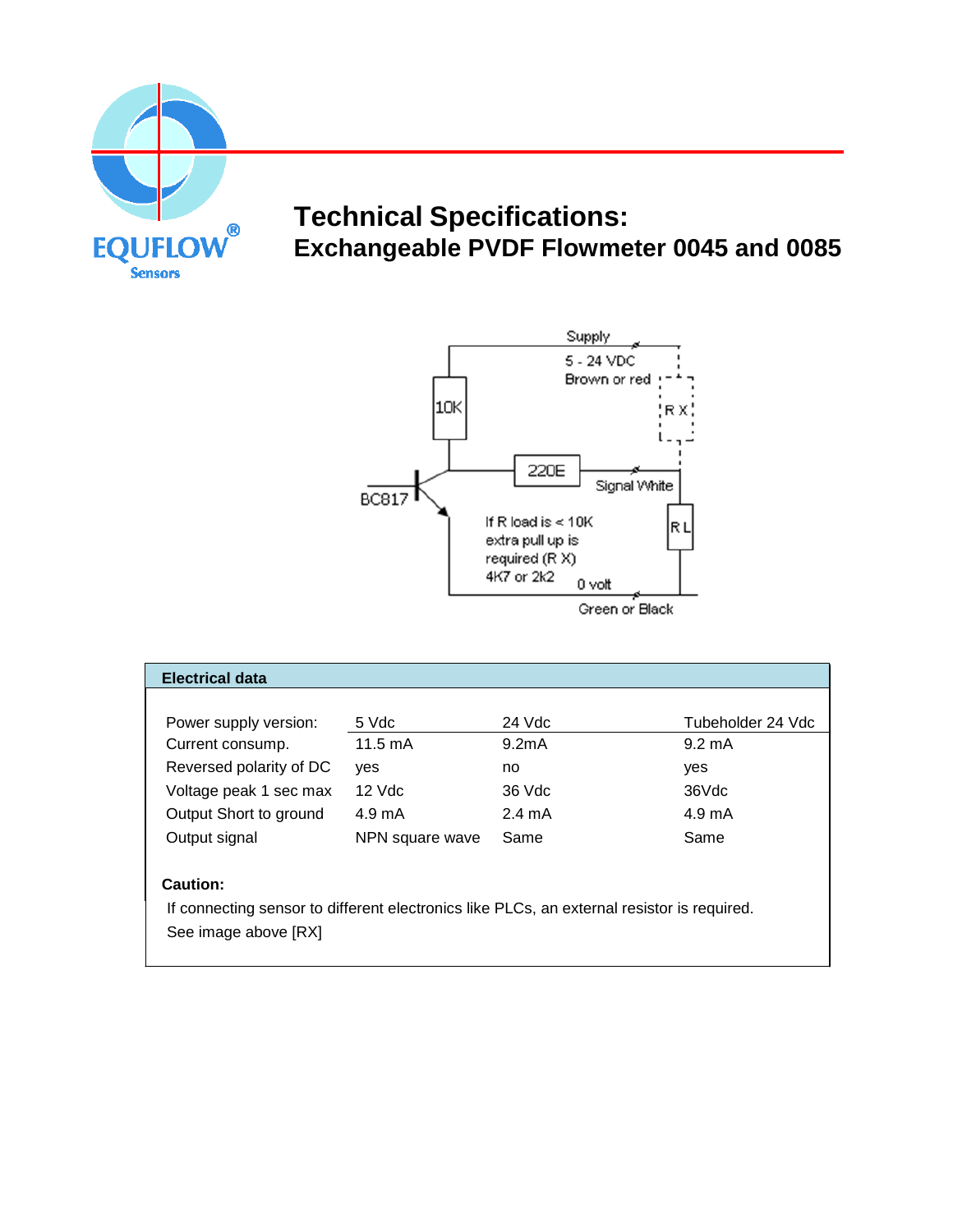# Technical Specifications:

## Exchangeable PVDF Flowmeter 0045 and 0085

Supply

5 - 24 VDC

Brown or red

10K

R X

220E

Signal White

BC817

R L

If R load is < 10K extra pull up is required (R X) 4K7 or 2k2

0 volt

Green or Black

**Electrical data**

| Power supply version: | 5 Vdc | 24 Vdc | Tubeholder 24 Vdc |
|---|---|---|---|
| Current consump. | 11.5 mA | 9.2mA | 9.2 mA |
| Reversed polarity of DC | yes | no | yes |
| Voltage peak 1 sec max | 12 Vdc | 36 Vdc | 36Vdc |
| Output Short to ground | 4.9 mA | 2.4 mA | 4.9 mA |
| Output signal | NPN square wave | Same | Same |

**Caution:**

If connecting sensor to different electronics like PLCs, an external resistor is required.
See image above [RX]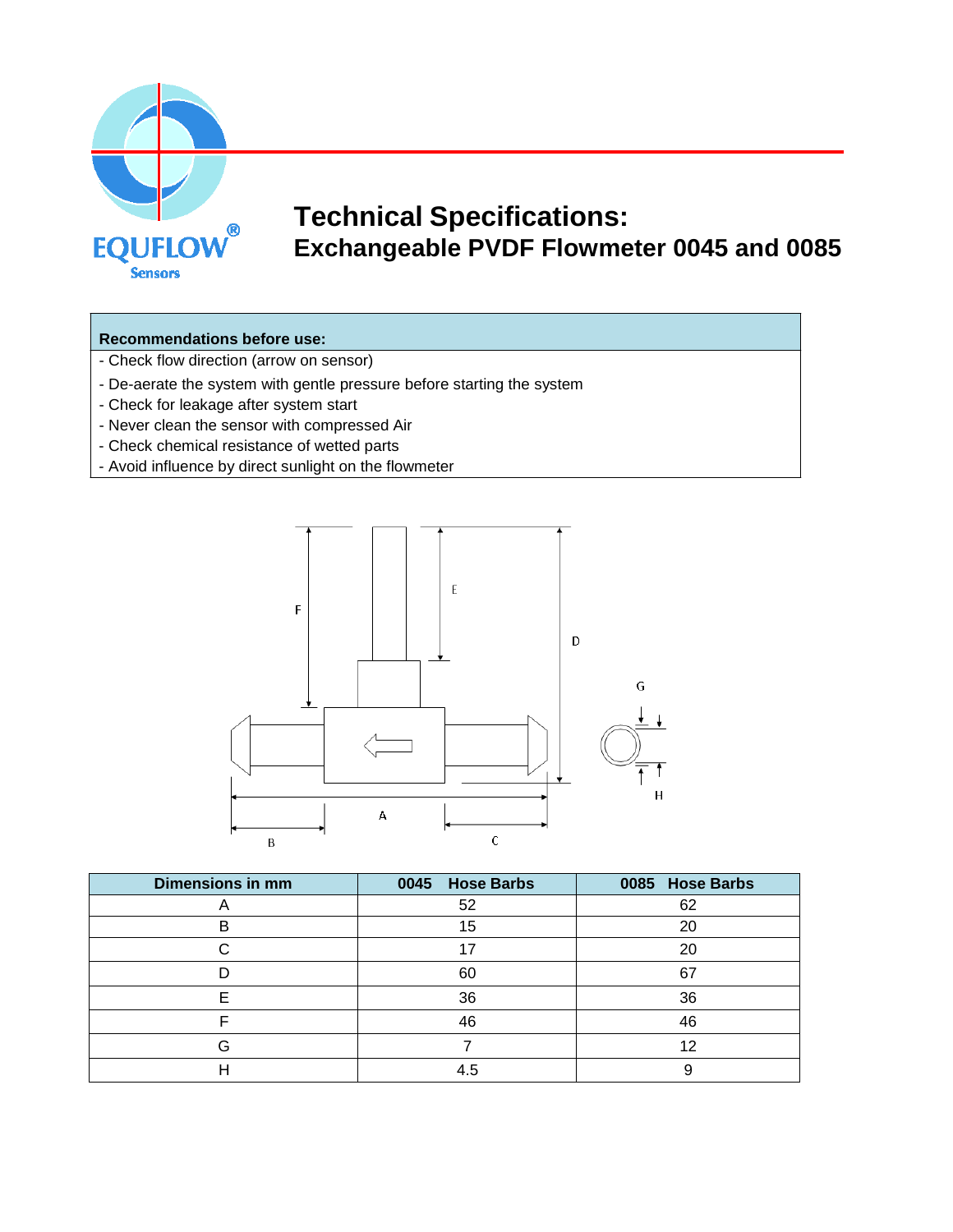EQUFLOW® Sensors

# Technical Specifications:

## Exchangeable PVDF Flowmeter 0045 and 0085

| Recommendations before use: |
|---|
| - Check flow direction (arrow on sensor) |
| - De-aerate the system with gentle pressure before starting the system |
| - Check for leakage after system start |
| - Never clean the sensor with compressed Air |
| - Check chemical resistance of wetted parts |
| - Avoid influence by direct sunlight on the flowmeter |

| Dimensions in mm | 0045 Hose Barbs | 0085 Hose Barbs |
|---|---|---|
| A | 52 | 62 |
| B | 15 | 20 |
| C | 17 | 20 |
| D | 60 | 67 |
| E | 36 | 36 |
| F | 46 | 46 |
| G | 7 | 12 |
| H | 4.5 | 9 |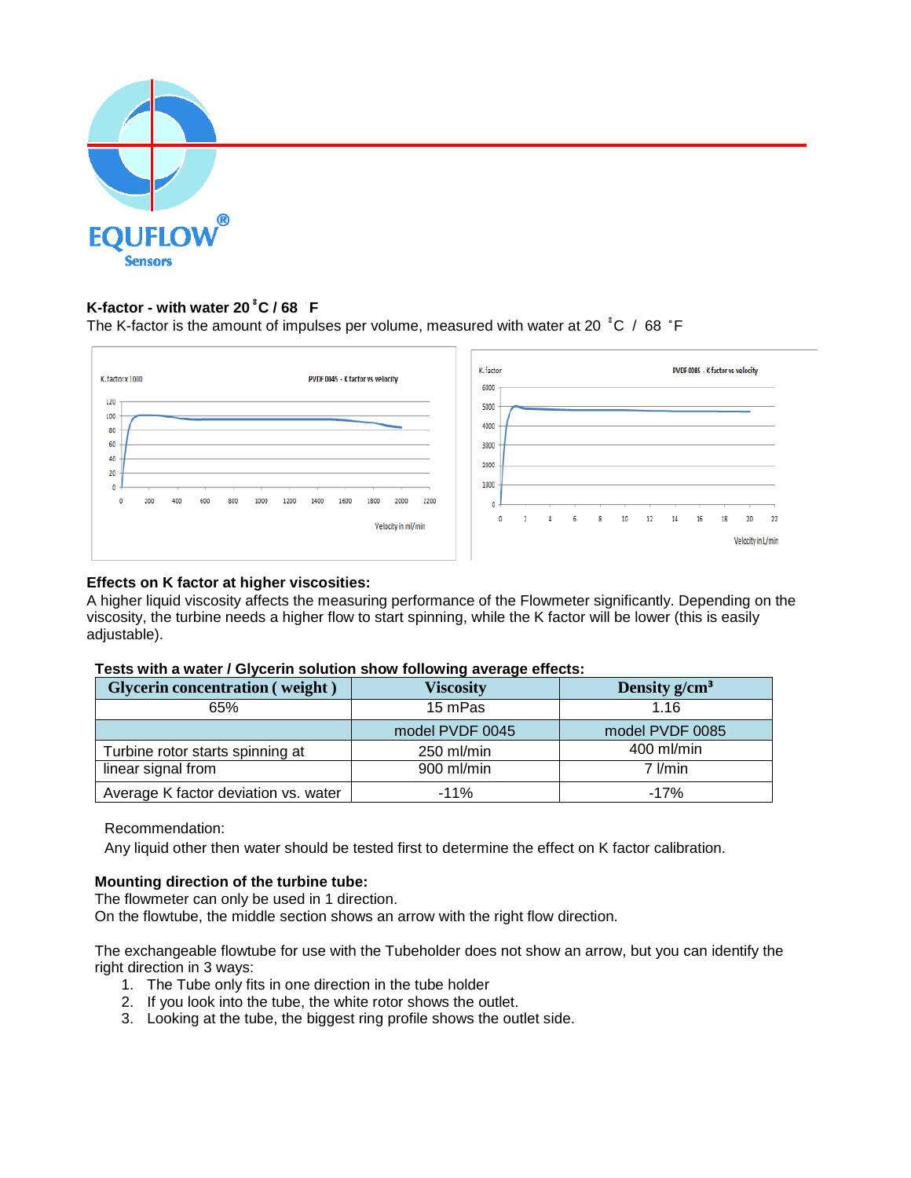## K-factor - with water 20 °C / 68 °F

The K-factor is the amount of impulses per volume, measured with water at 20 °C / 68 °F

### Effects on K factor at higher viscosities:

A higher liquid viscosity affects the measuring performance of the Flowmeter significantly. Depending on the viscosity, the turbine needs a higher flow to start spinning, while the K factor will be lower (this is easily adjustable).

**Tests with a water / Glycerin solution show following average effects:**

| Glycerin concentration ( weight ) | Viscosity | Density g/cm³ |
|---|---|---|
| 65% | 15 mPas | 1.16 |
| | model PVDF 0045 | model PVDF 0085 |
| Turbine rotor starts spinning at | 250 ml/min | 400 ml/min |
| linear signal from | 900 ml/min | 7 l/min |
| Average K factor deviation vs. water | -11% | -17% |

Recommendation:
Any liquid other then water should be tested first to determine the effect on K factor calibration.

### Mounting direction of the turbine tube:

The flowmeter can only be used in 1 direction.
On the flowtube, the middle section shows an arrow with the right flow direction.

The exchangeable flowtube for use with the Tubeholder does not show an arrow, but you can identify the right direction in 3 ways:

1. The Tube only fits in one direction in the tube holder
2. If you look into the tube, the white rotor shows the outlet.
3. Looking at the tube, the biggest ring profile shows the outlet side.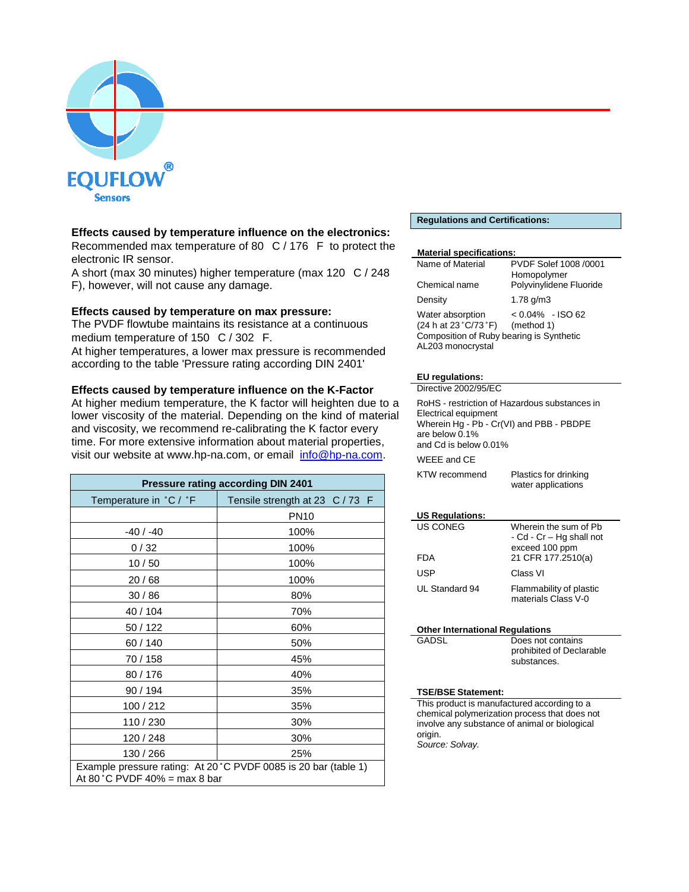EQUFLOW® Sensors

## Effects caused by temperature influence on the electronics:

Recommended max temperature of 80 C / 176 F to protect the electronic IR sensor.

A short (max 30 minutes) higher temperature (max 120 C / 248 F), however, will not cause any damage.

## Effects caused by temperature on max pressure:

The PVDF flowtube maintains its resistance at a continuous medium temperature of 150 C / 302 F.

At higher temperatures, a lower max pressure is recommended according to the table 'Pressure rating according DIN 2401'

## Effects caused by temperature influence on the K-Factor

At higher medium temperature, the K factor will heighten due to a lower viscosity of the material. Depending on the kind of material and viscosity, we recommend re-calibrating the K factor every time. For more extensive information about material properties, visit our website at www.hp-na.com, or email info@hp-na.com.

| Pressure rating according DIN 2401 | |
|---|---|
| Temperature in ˚C / ˚F | Tensile strength at 23 C / 73 F |
| | PN10 |
| -40 / -40 | 100% |
| 0 / 32 | 100% |
| 10 / 50 | 100% |
| 20 / 68 | 100% |
| 30 / 86 | 80% |
| 40 / 104 | 70% |
| 50 / 122 | 60% |
| 60 / 140 | 50% |
| 70 / 158 | 45% |
| 80 / 176 | 40% |
| 90 / 194 | 35% |
| 100 / 212 | 35% |
| 110 / 230 | 30% |
| 120 / 248 | 30% |
| 130 / 266 | 25% |

Example pressure rating: At 20˚C PVDF 0085 is 20 bar (table 1)
At 80˚C PVDF 40% = max 8 bar

## Regulations and Certifications:

**Material specifications:**

| | |
|---|---|
| Name of Material | PVDF Solef 1008 /0001 Homopolymer |
| Chemical name | Polyvinylidene Fluoride |
| Density | 1.78 g/m3 |
| Water absorption (24 h at 23˚C/73˚F) | < 0.04% - ISO 62 (method 1) |

Composition of Ruby bearing is Synthetic AL203 monocrystal

**EU regulations:**

Directive 2002/95/EC

RoHS - restriction of Hazardous substances in Electrical equipment
Wherein Hg - Pb - Cr(VI) and PBB - PBDPE are below 0.1%
and Cd is below 0.01%

WEEE and CE

| | |
|---|---|
| KTW recommend | Plastics for drinking water applications |

**US Regulations:**

| | |
|---|---|
| US CONEG | Wherein the sum of Pb - Cd - Cr – Hg shall not exceed 100 ppm |
| FDA | 21 CFR 177.2510(a) |
| USP | Class VI |
| UL Standard 94 | Flammability of plastic materials Class V-0 |

**Other International Regulations**

| | |
|---|---|
| GADSL | Does not contains prohibited of Declarable substances. |

**TSE/BSE Statement:**

This product is manufactured according to a chemical polymerization process that does not involve any substance of animal or biological origin.
*Source: Solvay.*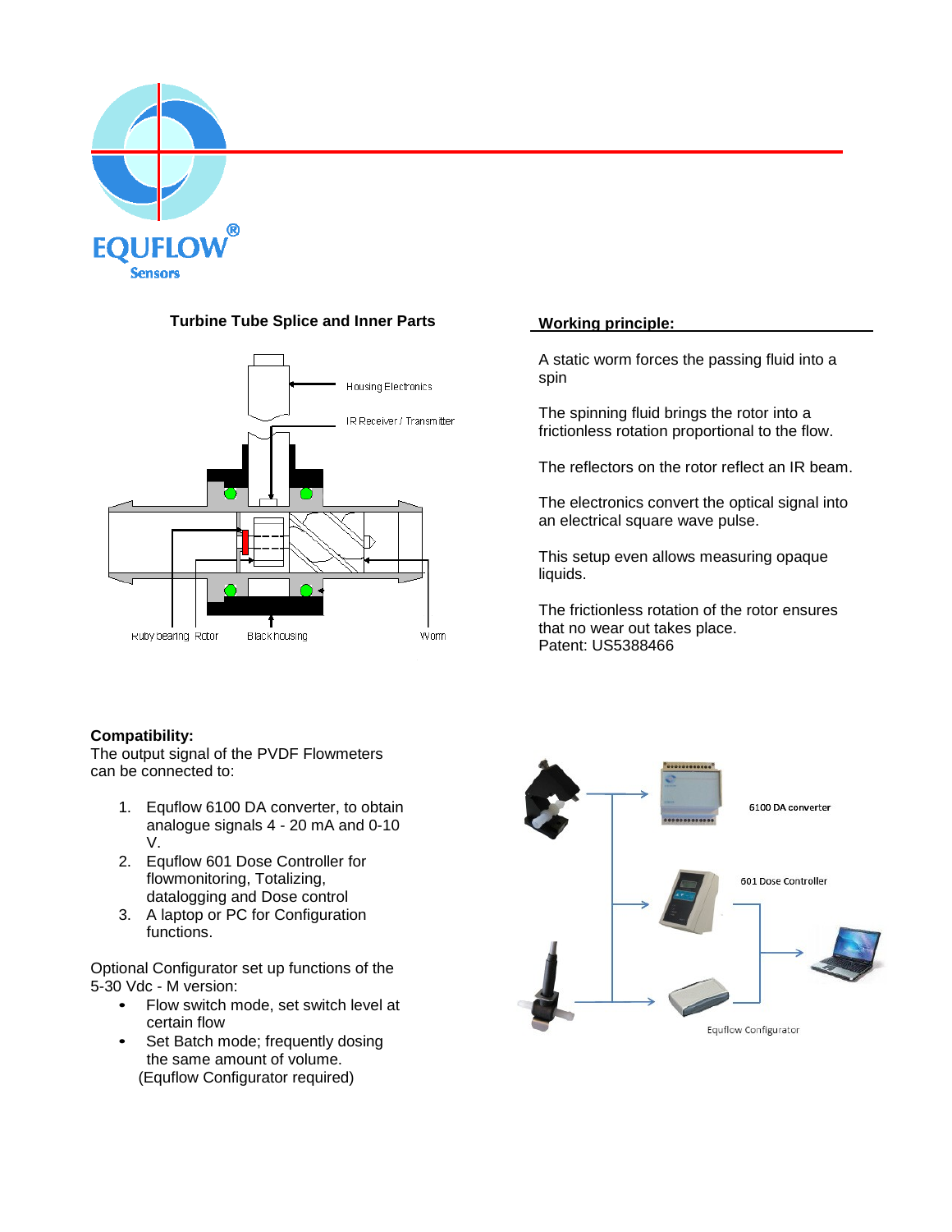EQUFLOW®
Sensors

### Turbine Tube Splice and Inner Parts

Housing Electronics

IR Receiver / Transmitter

Ruby bearing Rotor

Black housing

Worm

### Working principle:

A static worm forces the passing fluid into a spin

The spinning fluid brings the rotor into a frictionless rotation proportional to the flow.

The reflectors on the rotor reflect an IR beam.

The electronics convert the optical signal into an electrical square wave pulse.

This setup even allows measuring opaque liquids.

The frictionless rotation of the rotor ensures that no wear out takes place.
Patent: US5388466

**Compatibility:**
The output signal of the PVDF Flowmeters can be connected to:

1. Equflow 6100 DA converter, to obtain analogue signals 4 - 20 mA and 0-10 V.
2. Equflow 601 Dose Controller for flowmonitoring, Totalizing, datalogging and Dose control
3. A laptop or PC for Configuration functions.

Optional Configurator set up functions of the 5-30 Vdc - M version:

- Flow switch mode, set switch level at certain flow
- Set Batch mode; frequently dosing the same amount of volume.

(Equflow Configurator required)

6100 DA converter

601 Dose Controller

Equflow Configurator